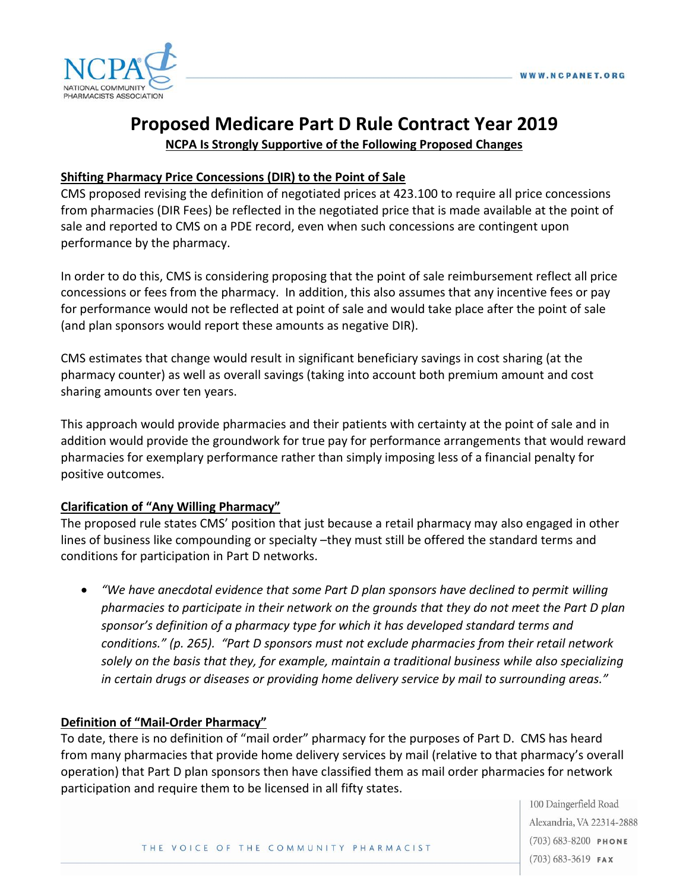# Proposed Medicare Part D Rule Contract Year 2019

**NCPA Is Strongly Supportive of the Following Proposed Changes**

## Shifting Pharmacy Price Concessions (DIR) to the Point of Sale

CMS proposed revising the definition of negotiated prices at 423.100 to require all price concessions from pharmacies (DIR Fees) be reflected in the negotiated price that is made available at the point of sale and reported to CMS on a PDE record, even when such concessions are contingent upon performance by the pharmacy.

In order to do this, CMS is considering proposing that the point of sale reimbursement reflect all price concessions or fees from the pharmacy. In addition, this also assumes that any incentive fees or pay for performance would not be reflected at point of sale and would take place after the point of sale (and plan sponsors would report these amounts as negative DIR).

CMS estimates that change would result in significant beneficiary savings in cost sharing (at the pharmacy counter) as well as overall savings (taking into account both premium amount and cost sharing amounts over ten years.

This approach would provide pharmacies and their patients with certainty at the point of sale and in addition would provide the groundwork for true pay for performance arrangements that would reward pharmacies for exemplary performance rather than simply imposing less of a financial penalty for positive outcomes.

## Clarification of "Any Willing Pharmacy"

The proposed rule states CMS' position that just because a retail pharmacy may also engaged in other lines of business like compounding or specialty –they must still be offered the standard terms and conditions for participation in Part D networks.

- *"We have anecdotal evidence that some Part D plan sponsors have declined to permit willing pharmacies to participate in their network on the grounds that they do not meet the Part D plan sponsor's definition of a pharmacy type for which it has developed standard terms and conditions." (p. 265). "Part D sponsors must not exclude pharmacies from their retail network solely on the basis that they, for example, maintain a traditional business while also specializing in certain drugs or diseases or providing home delivery service by mail to surrounding areas."*

## Definition of "Mail-Order Pharmacy"

To date, there is no definition of "mail order" pharmacy for the purposes of Part D. CMS has heard from many pharmacies that provide home delivery services by mail (relative to that pharmacy's overall operation) that Part D plan sponsors then have classified them as mail order pharmacies for network participation and require them to be licensed in all fifty states.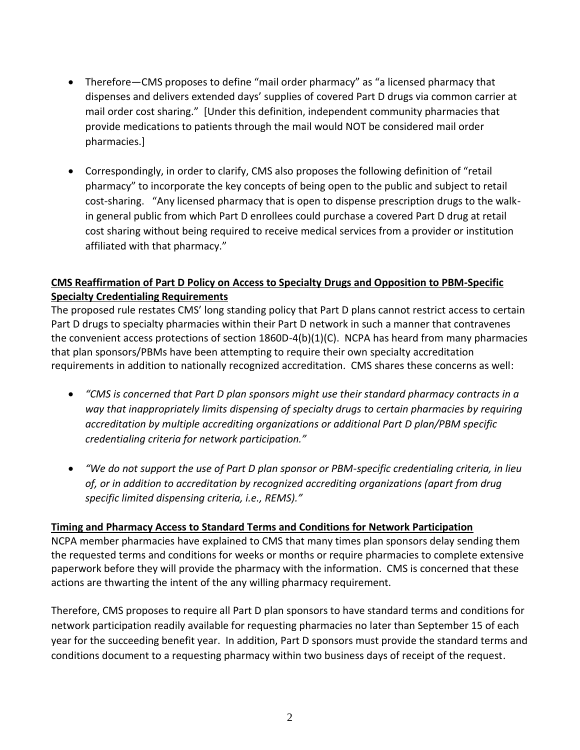- Therefore—CMS proposes to define "mail order pharmacy" as "a licensed pharmacy that dispenses and delivers extended days' supplies of covered Part D drugs via common carrier at mail order cost sharing." [Under this definition, independent community pharmacies that provide medications to patients through the mail would NOT be considered mail order pharmacies.]

- Correspondingly, in order to clarify, CMS also proposes the following definition of "retail pharmacy" to incorporate the key concepts of being open to the public and subject to retail cost-sharing. "Any licensed pharmacy that is open to dispense prescription drugs to the walk-in general public from which Part D enrollees could purchase a covered Part D drug at retail cost sharing without being required to receive medical services from a provider or institution affiliated with that pharmacy."

**CMS Reaffirmation of Part D Policy on Access to Specialty Drugs and Opposition to PBM-Specific Specialty Credentialing Requirements**

The proposed rule restates CMS' long standing policy that Part D plans cannot restrict access to certain Part D drugs to specialty pharmacies within their Part D network in such a manner that contravenes the convenient access protections of section 1860D-4(b)(1)(C). NCPA has heard from many pharmacies that plan sponsors/PBMs have been attempting to require their own specialty accreditation requirements in addition to nationally recognized accreditation. CMS shares these concerns as well:

- *"CMS is concerned that Part D plan sponsors might use their standard pharmacy contracts in a way that inappropriately limits dispensing of specialty drugs to certain pharmacies by requiring accreditation by multiple accrediting organizations or additional Part D plan/PBM specific credentialing criteria for network participation."*

- *"We do not support the use of Part D plan sponsor or PBM-specific credentialing criteria, in lieu of, or in addition to accreditation by recognized accrediting organizations (apart from drug specific limited dispensing criteria, i.e., REMS)."*

**Timing and Pharmacy Access to Standard Terms and Conditions for Network Participation**

NCPA member pharmacies have explained to CMS that many times plan sponsors delay sending them the requested terms and conditions for weeks or months or require pharmacies to complete extensive paperwork before they will provide the pharmacy with the information. CMS is concerned that these actions are thwarting the intent of the any willing pharmacy requirement.

Therefore, CMS proposes to require all Part D plan sponsors to have standard terms and conditions for network participation readily available for requesting pharmacies no later than September 15 of each year for the succeeding benefit year. In addition, Part D sponsors must provide the standard terms and conditions document to a requesting pharmacy within two business days of receipt of the request.